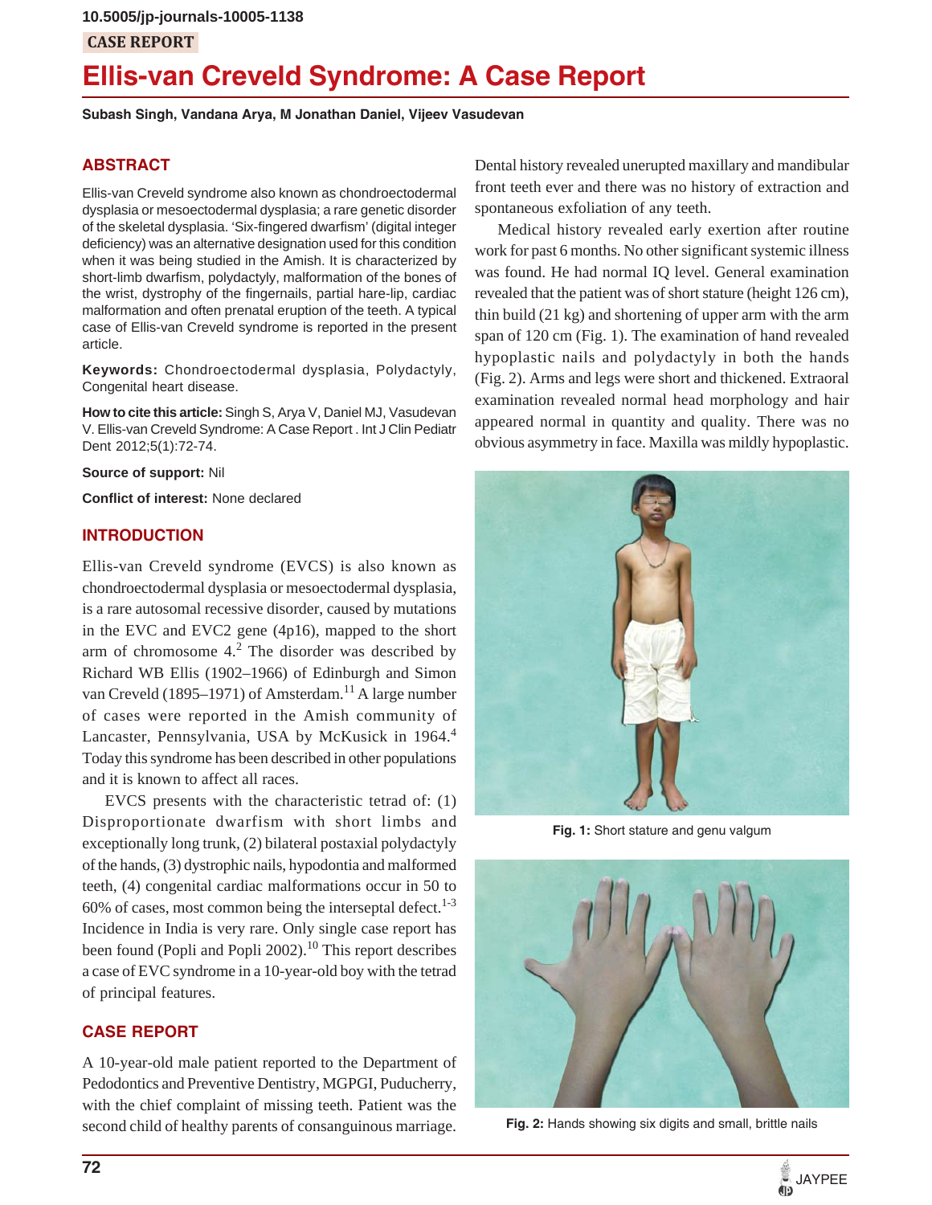10.5005/jp-journals-10005-1138

CASE REPORT

# Ellis-van Creveld Syndrome: A Case Report

**Subash Singh, Vandana Arya, M Jonathan Daniel, Vijeev Vasudevan**

## ABSTRACT

Ellis-van Creveld syndrome also known as chondroectodermal dysplasia or mesoectodermal dysplasia; a rare genetic disorder of the skeletal dysplasia. 'Six-fingered dwarfism' (digital integer deficiency) was an alternative designation used for this condition when it was being studied in the Amish. It is characterized by short-limb dwarfism, polydactyly, malformation of the bones of the wrist, dystrophy of the fingernails, partial hare-lip, cardiac malformation and often prenatal eruption of the teeth. A typical case of Ellis-van Creveld syndrome is reported in the present article.

**Keywords:** Chondroectodermal dysplasia, Polydactyly, Congenital heart disease.

**How to cite this article:** Singh S, Arya V, Daniel MJ, Vasudevan V. Ellis-van Creveld Syndrome: A Case Report . Int J Clin Pediatr Dent 2012;5(1):72-74.

**Source of support:** Nil

**Conflict of interest:** None declared

## INTRODUCTION

Ellis-van Creveld syndrome (EVCS) is also known as chondroectodermal dysplasia or mesoectodermal dysplasia, is a rare autosomal recessive disorder, caused by mutations in the EVC and EVC2 gene (4p16), mapped to the short arm of chromosome 4.[2] The disorder was described by Richard WB Ellis (1902–1966) of Edinburgh and Simon van Creveld (1895–1971) of Amsterdam.[11] A large number of cases were reported in the Amish community of Lancaster, Pennsylvania, USA by McKusick in 1964.[4] Today this syndrome has been described in other populations and it is known to affect all races.

EVCS presents with the characteristic tetrad of: (1) Disproportionate dwarfism with short limbs and exceptionally long trunk, (2) bilateral postaxial polydactyly of the hands, (3) dystrophic nails, hypodontia and malformed teeth, (4) congenital cardiac malformations occur in 50 to 60% of cases, most common being the interseptal defect.[1-3] Incidence in India is very rare. Only single case report has been found (Popli and Popli 2002).[10] This report describes a case of EVC syndrome in a 10-year-old boy with the tetrad of principal features.

## CASE REPORT

A 10-year-old male patient reported to the Department of Pedodontics and Preventive Dentistry, MGPGI, Puducherry, with the chief complaint of missing teeth. Patient was the second child of healthy parents of consanguinous marriage. Dental history revealed unerupted maxillary and mandibular front teeth ever and there was no history of extraction and spontaneous exfoliation of any teeth.

Medical history revealed early exertion after routine work for past 6 months. No other significant systemic illness was found. He had normal IQ level. General examination revealed that the patient was of short stature (height 126 cm), thin build (21 kg) and shortening of upper arm with the arm span of 120 cm (Fig. 1). The examination of hand revealed hypoplastic nails and polydactyly in both the hands (Fig. 2). Arms and legs were short and thickened. Extraoral examination revealed normal head morphology and hair appeared normal in quantity and quality. There was no obvious asymmetry in face. Maxilla was mildly hypoplastic.

**Fig. 1:** Short stature and genu valgum

**Fig. 2:** Hands showing six digits and small, brittle nails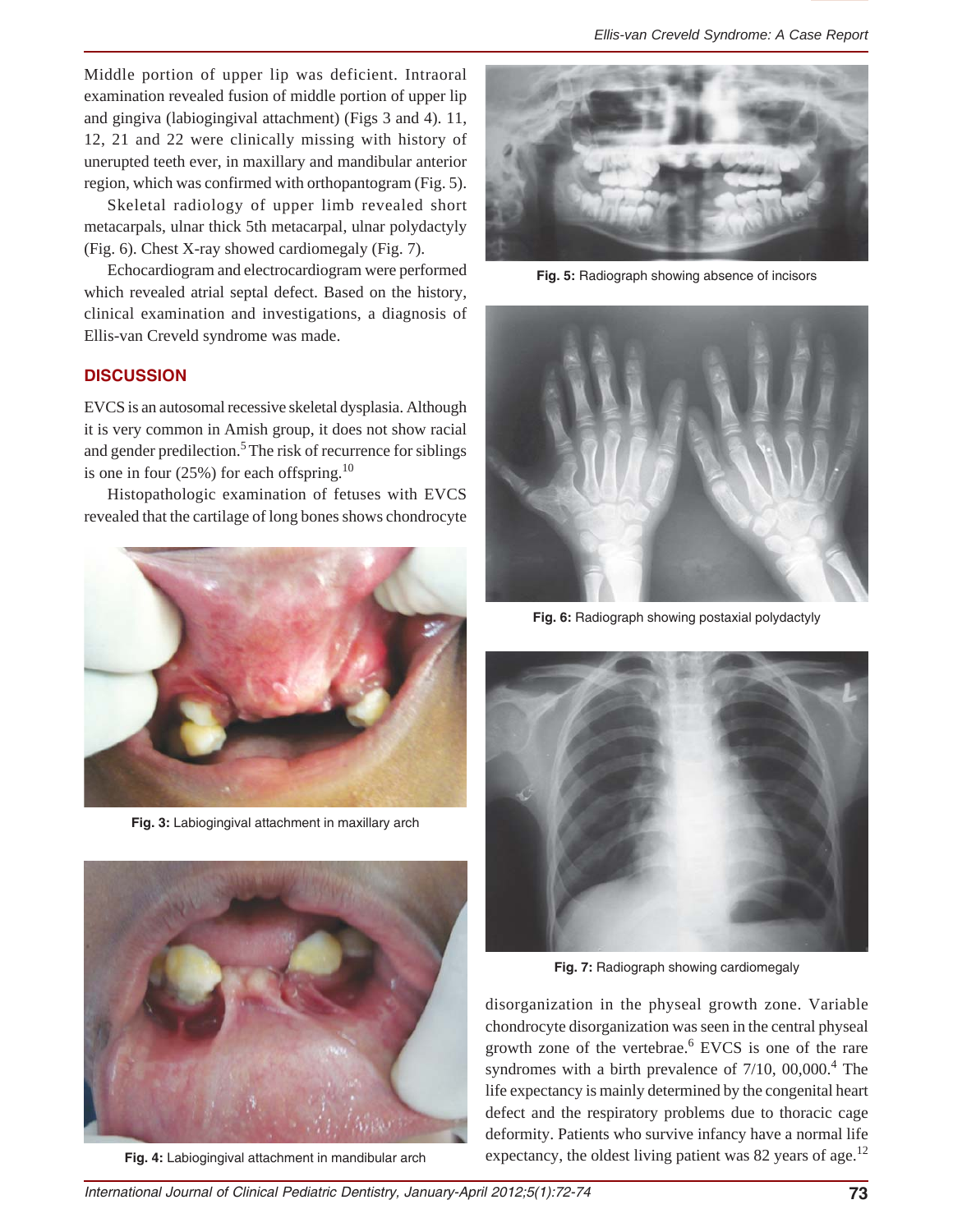Middle portion of upper lip was deficient. Intraoral examination revealed fusion of middle portion of upper lip and gingiva (labiogingival attachment) (Figs 3 and 4). 11, 12, 21 and 22 were clinically missing with history of unerupted teeth ever, in maxillary and mandibular anterior region, which was confirmed with orthopantogram (Fig. 5).

Skeletal radiology of upper limb revealed short metacarpals, ulnar thick 5th metacarpal, ulnar polydactyly (Fig. 6). Chest X-ray showed cardiomegaly (Fig. 7).

Echocardiogram and electrocardiogram were performed which revealed atrial septal defect. Based on the history, clinical examination and investigations, a diagnosis of Ellis-van Creveld syndrome was made.

## DISCUSSION

EVCS is an autosomal recessive skeletal dysplasia. Although it is very common in Amish group, it does not show racial and gender predilection.[5] The risk of recurrence for siblings is one in four (25%) for each offspring.[10]

Histopathologic examination of fetuses with EVCS revealed that the cartilage of long bones shows chondrocyte disorganization in the physeal growth zone. Variable chondrocyte disorganization was seen in the central physeal growth zone of the vertebrae.[6] EVCS is one of the rare syndromes with a birth prevalence of 7/10, 00,000.[4] The life expectancy is mainly determined by the congenital heart defect and the respiratory problems due to thoracic cage deformity. Patients who survive infancy have a normal life expectancy, the oldest living patient was 82 years of age.[12]

**Fig. 3:** Labiogingival attachment in maxillary arch

**Fig. 4:** Labiogingival attachment in mandibular arch

**Fig. 5:** Radiograph showing absence of incisors

**Fig. 6:** Radiograph showing postaxial polydactyly

**Fig. 7:** Radiograph showing cardiomegaly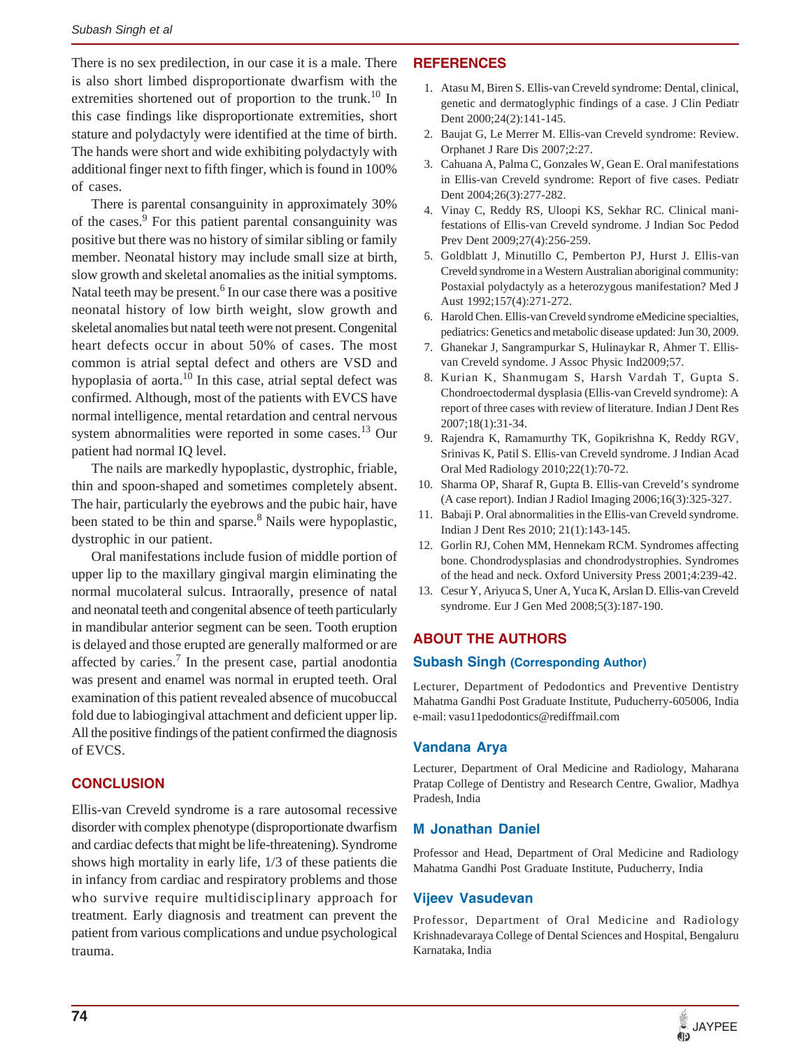There is no sex predilection, in our case it is a male. There is also short limbed disproportionate dwarfism with the extremities shortened out of proportion to the trunk.[10] In this case findings like disproportionate extremities, short stature and polydactyly were identified at the time of birth. The hands were short and wide exhibiting polydactyly with additional finger next to fifth finger, which is found in 100% of cases.

There is parental consanguinity in approximately 30% of the cases.[9] For this patient parental consanguinity was positive but there was no history of similar sibling or family member. Neonatal history may include small size at birth, slow growth and skeletal anomalies as the initial symptoms. Natal teeth may be present.[6] In our case there was a positive neonatal history of low birth weight, slow growth and skeletal anomalies but natal teeth were not present. Congenital heart defects occur in about 50% of cases. The most common is atrial septal defect and others are VSD and hypoplasia of aorta.[10] In this case, atrial septal defect was confirmed. Although, most of the patients with EVCS have normal intelligence, mental retardation and central nervous system abnormalities were reported in some cases.[13] Our patient had normal IQ level.

The nails are markedly hypoplastic, dystrophic, friable, thin and spoon-shaped and sometimes completely absent. The hair, particularly the eyebrows and the pubic hair, have been stated to be thin and sparse.[8] Nails were hypoplastic, dystrophic in our patient.

Oral manifestations include fusion of middle portion of upper lip to the maxillary gingival margin eliminating the normal mucolateral sulcus. Intraorally, presence of natal and neonatal teeth and congenital absence of teeth particularly in mandibular anterior segment can be seen. Tooth eruption is delayed and those erupted are generally malformed or are affected by caries.[7] In the present case, partial anodontia was present and enamel was normal in erupted teeth. Oral examination of this patient revealed absence of mucobuccal fold due to labiogingival attachment and deficient upper lip. All the positive findings of the patient confirmed the diagnosis of EVCS.

## CONCLUSION

Ellis-van Creveld syndrome is a rare autosomal recessive disorder with complex phenotype (disproportionate dwarfism and cardiac defects that might be life-threatening). Syndrome shows high mortality in early life, 1/3 of these patients die in infancy from cardiac and respiratory problems and those who survive require multidisciplinary approach for treatment. Early diagnosis and treatment can prevent the patient from various complications and undue psychological trauma.

## REFERENCES

1. Atasu M, Biren S. Ellis-van Creveld syndrome: Dental, clinical, genetic and dermatoglyphic findings of a case. J Clin Pediatr Dent 2000;24(2):141-145.
2. Baujat G, Le Merrer M. Ellis-van Creveld syndrome: Review. Orphanet J Rare Dis 2007;2:27.
3. Cahuana A, Palma C, Gonzales W, Gean E. Oral manifestations in Ellis-van Creveld syndrome: Report of five cases. Pediatr Dent 2004;26(3):277-282.
4. Vinay C, Reddy RS, Uloopi KS, Sekhar RC. Clinical manifestations of Ellis-van Creveld syndrome. J Indian Soc Pedod Prev Dent 2009;27(4):256-259.
5. Goldblatt J, Minutillo C, Pemberton PJ, Hurst J. Ellis-van Creveld syndrome in a Western Australian aboriginal community: Postaxial polydactyly as a heterozygous manifestation? Med J Aust 1992;157(4):271-272.
6. Harold Chen. Ellis-van Creveld syndrome eMedicine specialties, pediatrics: Genetics and metabolic disease updated: Jun 30, 2009.
7. Ghanekar J, Sangrampurkar S, Hulinaykar R, Ahmer T. Ellis-van Creveld syndome. J Assoc Physic Ind2009;57.
8. Kurian K, Shanmugam S, Harsh Vardah T, Gupta S. Chondroectodermal dysplasia (Ellis-van Creveld syndrome): A report of three cases with review of literature. Indian J Dent Res 2007;18(1):31-34.
9. Rajendra K, Ramamurthy TK, Gopikrishna K, Reddy RGV, Srinivas K, Patil S. Ellis-van Creveld syndrome. J Indian Acad Oral Med Radiology 2010;22(1):70-72.
10. Sharma OP, Sharaf R, Gupta B. Ellis-van Creveld's syndrome (A case report). Indian J Radiol Imaging 2006;16(3):325-327.
11. Babaji P. Oral abnormalities in the Ellis-van Creveld syndrome. Indian J Dent Res 2010; 21(1):143-145.
12. Gorlin RJ, Cohen MM, Hennekam RCM. Syndromes affecting bone. Chondrodysplasias and chondrodystrophies. Syndromes of the head and neck. Oxford University Press 2001;4:239-42.
13. Cesur Y, Ariyuca S, Uner A, Yuca K, Arslan D. Ellis-van Creveld syndrome. Eur J Gen Med 2008;5(3):187-190.

## ABOUT THE AUTHORS

### Subash Singh (Corresponding Author)

Lecturer, Department of Pedodontics and Preventive Dentistry Mahatma Gandhi Post Graduate Institute, Puducherry-605006, India e-mail: vasu11pedodontics@rediffmail.com

### Vandana Arya

Lecturer, Department of Oral Medicine and Radiology, Maharana Pratap College of Dentistry and Research Centre, Gwalior, Madhya Pradesh, India

### M Jonathan Daniel

Professor and Head, Department of Oral Medicine and Radiology Mahatma Gandhi Post Graduate Institute, Puducherry, India

### Vijeev Vasudevan

Professor, Department of Oral Medicine and Radiology Krishnadevaraya College of Dental Sciences and Hospital, Bengaluru Karnataka, India